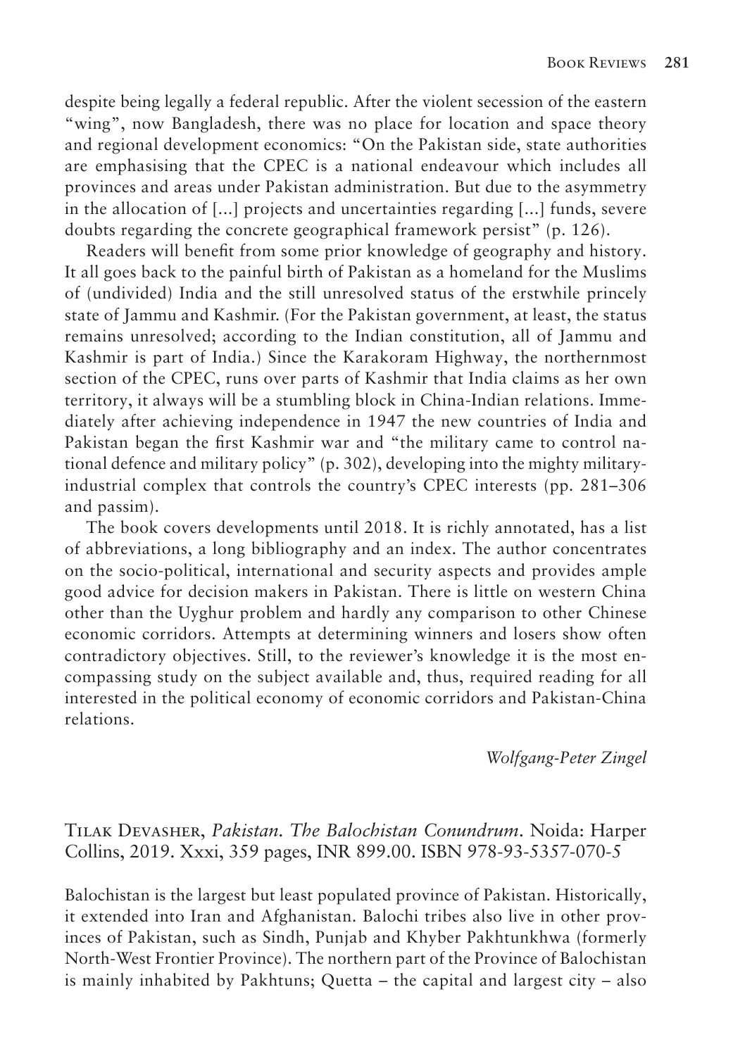despite being legally a federal republic. After the violent secession of the eastern "wing", now Bangladesh, there was no place for location and space theory and regional development economics: "On the Pakistan side, state authorities are emphasising that the CPEC is a national endeavour which includes all provinces and areas under Pakistan administration. But due to the asymmetry in the allocation of [...] projects and uncertainties regarding [...] funds, severe doubts regarding the concrete geographical framework persist" (p. 126).

Readers will benefit from some prior knowledge of geography and history. It all goes back to the painful birth of Pakistan as a homeland for the Muslims of (undivided) India and the still unresolved status of the erstwhile princely state of Jammu and Kashmir. (For the Pakistan government, at least, the status remains unresolved; according to the Indian constitution, all of Jammu and Kashmir is part of India.) Since the Karakoram Highway, the northernmost section of the CPEC, runs over parts of Kashmir that India claims as her own territory, it always will be a stumbling block in China-Indian relations. Immediately after achieving independence in 1947 the new countries of India and Pakistan began the first Kashmir war and "the military came to control national defence and military policy" (p. 302), developing into the mighty military-industrial complex that controls the country's CPEC interests (pp. 281–306 and passim).

The book covers developments until 2018. It is richly annotated, has a list of abbreviations, a long bibliography and an index. The author concentrates on the socio-political, international and security aspects and provides ample good advice for decision makers in Pakistan. There is little on western China other than the Uyghur problem and hardly any comparison to other Chinese economic corridors. Attempts at determining winners and losers show often contradictory objectives. Still, to the reviewer's knowledge it is the most encompassing study on the subject available and, thus, required reading for all interested in the political economy of economic corridors and Pakistan-China relations.

*Wolfgang-Peter Zingel*

## Tilak Devasher, *Pakistan. The Balochistan Conundrum*. Noida: Harper Collins, 2019. Xxxi, 359 pages, INR 899.00. ISBN 978-93-5357-070-5

Balochistan is the largest but least populated province of Pakistan. Historically, it extended into Iran and Afghanistan. Balochi tribes also live in other provinces of Pakistan, such as Sindh, Punjab and Khyber Pakhtunkhwa (formerly North-West Frontier Province). The northern part of the Province of Balochistan is mainly inhabited by Pakhtuns; Quetta – the capital and largest city – also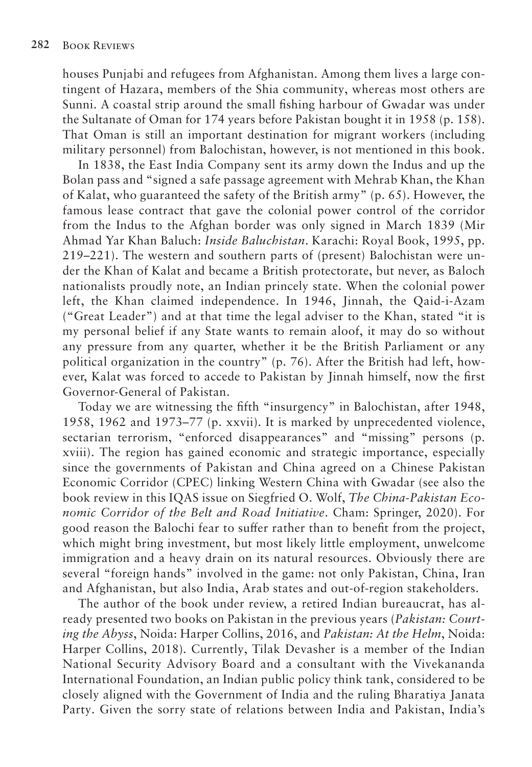houses Punjabi and refugees from Afghanistan. Among them lives a large contingent of Hazara, members of the Shia community, whereas most others are Sunni. A coastal strip around the small fishing harbour of Gwadar was under the Sultanate of Oman for 174 years before Pakistan bought it in 1958 (p. 158). That Oman is still an important destination for migrant workers (including military personnel) from Balochistan, however, is not mentioned in this book.

In 1838, the East India Company sent its army down the Indus and up the Bolan pass and "signed a safe passage agreement with Mehrab Khan, the Khan of Kalat, who guaranteed the safety of the British army" (p. 65). However, the famous lease contract that gave the colonial power control of the corridor from the Indus to the Afghan border was only signed in March 1839 (Mir Ahmad Yar Khan Baluch: *Inside Baluchistan*. Karachi: Royal Book, 1995, pp. 219–221). The western and southern parts of (present) Balochistan were under the Khan of Kalat and became a British protectorate, but never, as Baloch nationalists proudly note, an Indian princely state. When the colonial power left, the Khan claimed independence. In 1946, Jinnah, the Qaid-i-Azam ("Great Leader") and at that time the legal adviser to the Khan, stated "it is my personal belief if any State wants to remain aloof, it may do so without any pressure from any quarter, whether it be the British Parliament or any political organization in the country" (p. 76). After the British had left, however, Kalat was forced to accede to Pakistan by Jinnah himself, now the first Governor-General of Pakistan.

Today we are witnessing the fifth "insurgency" in Balochistan, after 1948, 1958, 1962 and 1973–77 (p. xxvii). It is marked by unprecedented violence, sectarian terrorism, "enforced disappearances" and "missing" persons (p. xviii). The region has gained economic and strategic importance, especially since the governments of Pakistan and China agreed on a Chinese Pakistan Economic Corridor (CPEC) linking Western China with Gwadar (see also the book review in this IQAS issue on Siegfried O. Wolf, *The China-Pakistan Economic Corridor of the Belt and Road Initiative*. Cham: Springer, 2020). For good reason the Balochi fear to suffer rather than to benefit from the project, which might bring investment, but most likely little employment, unwelcome immigration and a heavy drain on its natural resources. Obviously there are several "foreign hands" involved in the game: not only Pakistan, China, Iran and Afghanistan, but also India, Arab states and out-of-region stakeholders.

The author of the book under review, a retired Indian bureaucrat, has already presented two books on Pakistan in the previous years (*Pakistan: Courting the Abyss*, Noida: Harper Collins, 2016, and *Pakistan: At the Helm*, Noida: Harper Collins, 2018). Currently, Tilak Devasher is a member of the Indian National Security Advisory Board and a consultant with the Vivekananda International Foundation, an Indian public policy think tank, considered to be closely aligned with the Government of India and the ruling Bharatiya Janata Party. Given the sorry state of relations between India and Pakistan, India's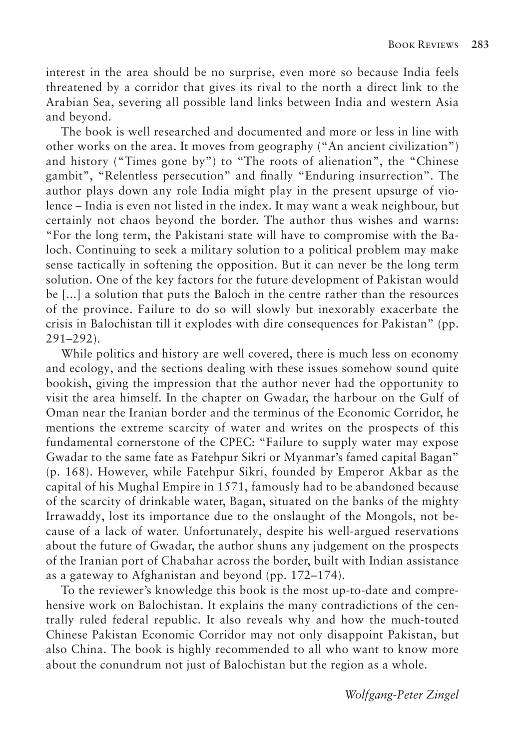interest in the area should be no surprise, even more so because India feels threatened by a corridor that gives its rival to the north a direct link to the Arabian Sea, severing all possible land links between India and western Asia and beyond.

The book is well researched and documented and more or less in line with other works on the area. It moves from geography ("An ancient civilization") and history ("Times gone by") to "The roots of alienation", the "Chinese gambit", "Relentless persecution" and finally "Enduring insurrection". The author plays down any role India might play in the present upsurge of violence – India is even not listed in the index. It may want a weak neighbour, but certainly not chaos beyond the border. The author thus wishes and warns: "For the long term, the Pakistani state will have to compromise with the Baloch. Continuing to seek a military solution to a political problem may make sense tactically in softening the opposition. But it can never be the long term solution. One of the key factors for the future development of Pakistan would be [...] a solution that puts the Baloch in the centre rather than the resources of the province. Failure to do so will slowly but inexorably exacerbate the crisis in Balochistan till it explodes with dire consequences for Pakistan" (pp. 291–292).

While politics and history are well covered, there is much less on economy and ecology, and the sections dealing with these issues somehow sound quite bookish, giving the impression that the author never had the opportunity to visit the area himself. In the chapter on Gwadar, the harbour on the Gulf of Oman near the Iranian border and the terminus of the Economic Corridor, he mentions the extreme scarcity of water and writes on the prospects of this fundamental cornerstone of the CPEC: "Failure to supply water may expose Gwadar to the same fate as Fatehpur Sikri or Myanmar's famed capital Bagan" (p. 168). However, while Fatehpur Sikri, founded by Emperor Akbar as the capital of his Mughal Empire in 1571, famously had to be abandoned because of the scarcity of drinkable water, Bagan, situated on the banks of the mighty Irrawaddy, lost its importance due to the onslaught of the Mongols, not because of a lack of water. Unfortunately, despite his well-argued reservations about the future of Gwadar, the author shuns any judgement on the prospects of the Iranian port of Chabahar across the border, built with Indian assistance as a gateway to Afghanistan and beyond (pp. 172–174).

To the reviewer's knowledge this book is the most up-to-date and comprehensive work on Balochistan. It explains the many contradictions of the centrally ruled federal republic. It also reveals why and how the much-touted Chinese Pakistan Economic Corridor may not only disappoint Pakistan, but also China. The book is highly recommended to all who want to know more about the conundrum not just of Balochistan but the region as a whole.

*Wolfgang-Peter Zingel*